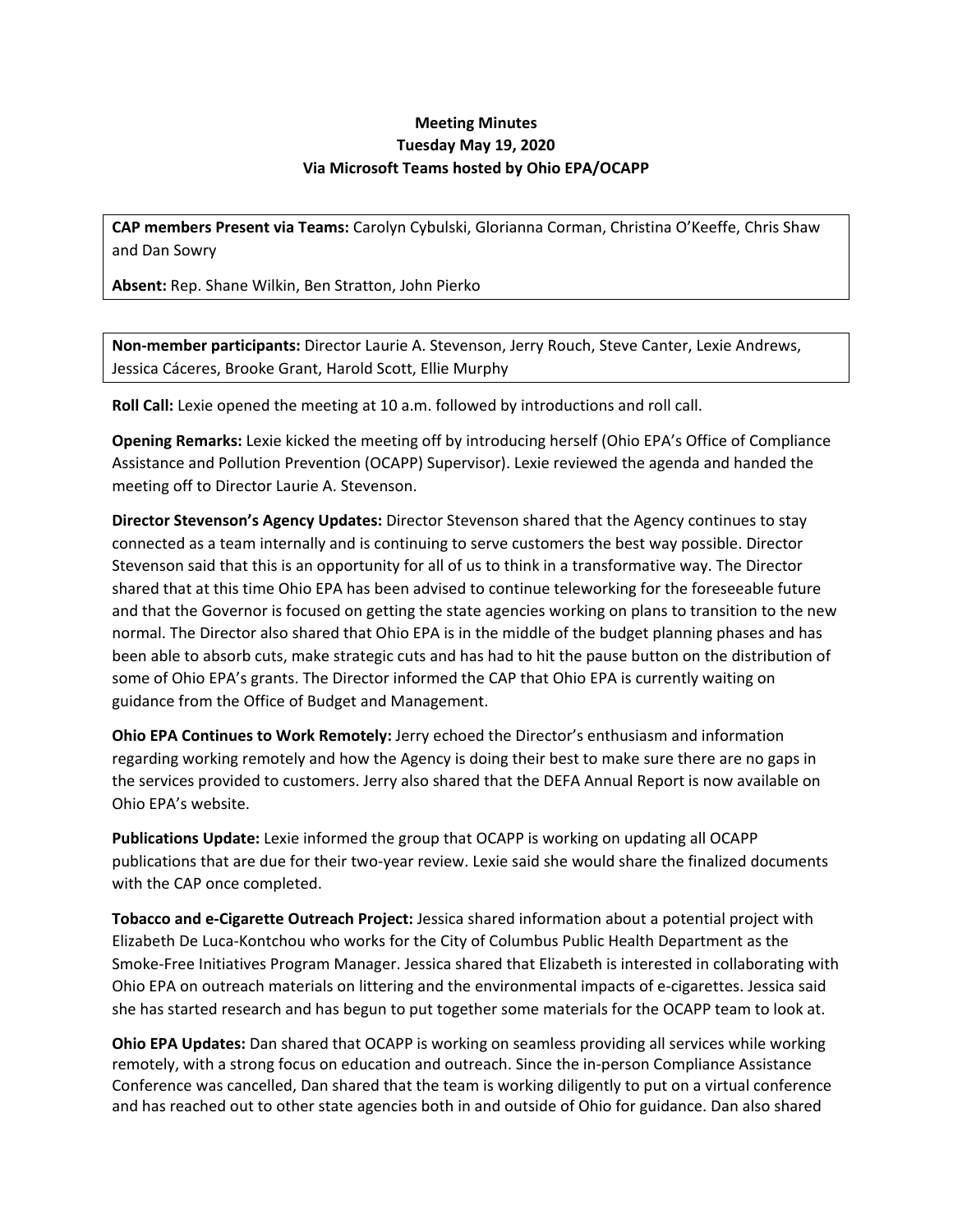**Meeting Minutes**
**Tuesday May 19, 2020**
**Via Microsoft Teams hosted by Ohio EPA/OCAPP**

**CAP members Present via Teams:** Carolyn Cybulski, Glorianna Corman, Christina O'Keeffe, Chris Shaw and Dan Sowry

**Absent:** Rep. Shane Wilkin, Ben Stratton, John Pierko

**Non-member participants:** Director Laurie A. Stevenson, Jerry Rouch, Steve Canter, Lexie Andrews, Jessica Cáceres, Brooke Grant, Harold Scott, Ellie Murphy

**Roll Call:** Lexie opened the meeting at 10 a.m. followed by introductions and roll call.

**Opening Remarks:** Lexie kicked the meeting off by introducing herself (Ohio EPA's Office of Compliance Assistance and Pollution Prevention (OCAPP) Supervisor). Lexie reviewed the agenda and handed the meeting off to Director Laurie A. Stevenson.

**Director Stevenson's Agency Updates:** Director Stevenson shared that the Agency continues to stay connected as a team internally and is continuing to serve customers the best way possible. Director Stevenson said that this is an opportunity for all of us to think in a transformative way. The Director shared that at this time Ohio EPA has been advised to continue teleworking for the foreseeable future and that the Governor is focused on getting the state agencies working on plans to transition to the new normal. The Director also shared that Ohio EPA is in the middle of the budget planning phases and has been able to absorb cuts, make strategic cuts and has had to hit the pause button on the distribution of some of Ohio EPA's grants. The Director informed the CAP that Ohio EPA is currently waiting on guidance from the Office of Budget and Management.

**Ohio EPA Continues to Work Remotely:** Jerry echoed the Director's enthusiasm and information regarding working remotely and how the Agency is doing their best to make sure there are no gaps in the services provided to customers. Jerry also shared that the DEFA Annual Report is now available on Ohio EPA's website.

**Publications Update:** Lexie informed the group that OCAPP is working on updating all OCAPP publications that are due for their two-year review. Lexie said she would share the finalized documents with the CAP once completed.

**Tobacco and e-Cigarette Outreach Project:** Jessica shared information about a potential project with Elizabeth De Luca-Kontchou who works for the City of Columbus Public Health Department as the Smoke-Free Initiatives Program Manager. Jessica shared that Elizabeth is interested in collaborating with Ohio EPA on outreach materials on littering and the environmental impacts of e-cigarettes. Jessica said she has started research and has begun to put together some materials for the OCAPP team to look at.

**Ohio EPA Updates:** Dan shared that OCAPP is working on seamless providing all services while working remotely, with a strong focus on education and outreach. Since the in-person Compliance Assistance Conference was cancelled, Dan shared that the team is working diligently to put on a virtual conference and has reached out to other state agencies both in and outside of Ohio for guidance. Dan also shared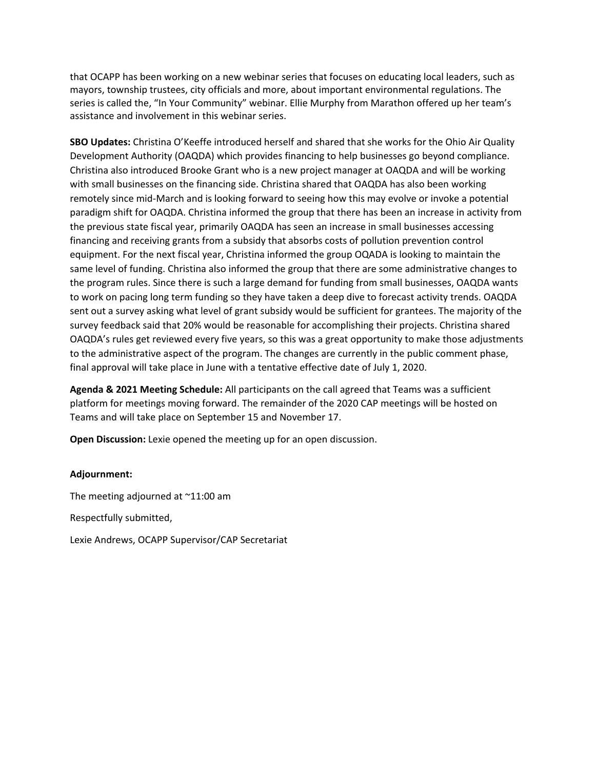that OCAPP has been working on a new webinar series that focuses on educating local leaders, such as mayors, township trustees, city officials and more, about important environmental regulations. The series is called the, "In Your Community" webinar. Ellie Murphy from Marathon offered up her team's assistance and involvement in this webinar series.

**SBO Updates:** Christina O'Keeffe introduced herself and shared that she works for the Ohio Air Quality Development Authority (OAQDA) which provides financing to help businesses go beyond compliance. Christina also introduced Brooke Grant who is a new project manager at OAQDA and will be working with small businesses on the financing side. Christina shared that OAQDA has also been working remotely since mid-March and is looking forward to seeing how this may evolve or invoke a potential paradigm shift for OAQDA. Christina informed the group that there has been an increase in activity from the previous state fiscal year, primarily OAQDA has seen an increase in small businesses accessing financing and receiving grants from a subsidy that absorbs costs of pollution prevention control equipment. For the next fiscal year, Christina informed the group OQADA is looking to maintain the same level of funding. Christina also informed the group that there are some administrative changes to the program rules. Since there is such a large demand for funding from small businesses, OAQDA wants to work on pacing long term funding so they have taken a deep dive to forecast activity trends. OAQDA sent out a survey asking what level of grant subsidy would be sufficient for grantees. The majority of the survey feedback said that 20% would be reasonable for accomplishing their projects. Christina shared OAQDA's rules get reviewed every five years, so this was a great opportunity to make those adjustments to the administrative aspect of the program. The changes are currently in the public comment phase, final approval will take place in June with a tentative effective date of July 1, 2020.

**Agenda & 2021 Meeting Schedule:** All participants on the call agreed that Teams was a sufficient platform for meetings moving forward. The remainder of the 2020 CAP meetings will be hosted on Teams and will take place on September 15 and November 17.

**Open Discussion:** Lexie opened the meeting up for an open discussion.

**Adjournment:**

The meeting adjourned at ~11:00 am

Respectfully submitted,

Lexie Andrews, OCAPP Supervisor/CAP Secretariat